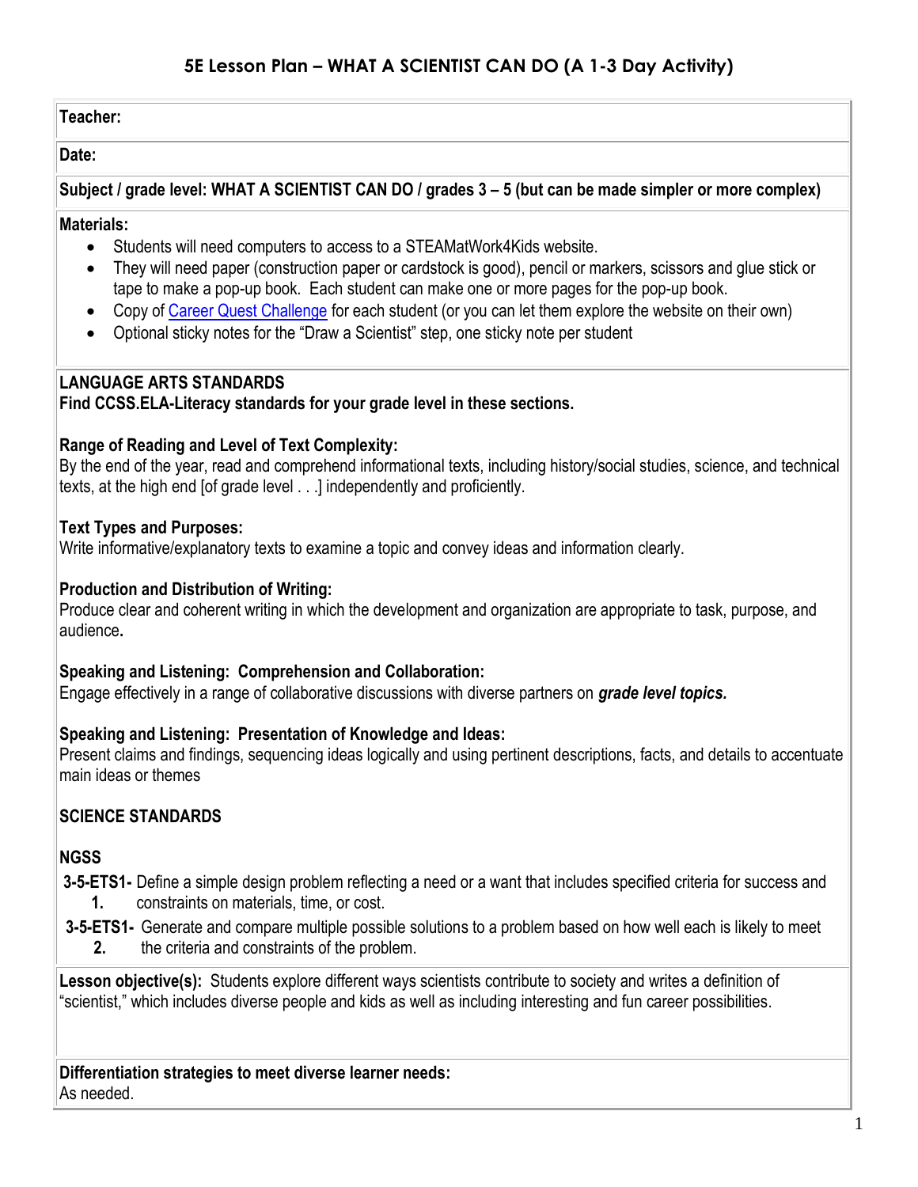# 5E Lesson Plan – WHAT A SCIENTIST CAN DO (A 1-3 Day Activity)

**Teacher:**

**Date:**

**Subject / grade level: WHAT A SCIENTIST CAN DO / grades 3 – 5 (but can be made simpler or more complex)**

**Materials:**

- Students will need computers to access to a STEAMatWork4Kids website.
- They will need paper (construction paper or cardstock is good), pencil or markers, scissors and glue stick or tape to make a pop-up book. Each student can make one or more pages for the pop-up book.
- Copy of Career Quest Challenge for each student (or you can let them explore the website on their own)
- Optional sticky notes for the "Draw a Scientist" step, one sticky note per student

**LANGUAGE ARTS STANDARDS**
**Find CCSS.ELA-Literacy standards for your grade level in these sections.**

**Range of Reading and Level of Text Complexity:**
By the end of the year, read and comprehend informational texts, including history/social studies, science, and technical texts, at the high end [of grade level . . .] independently and proficiently.

**Text Types and Purposes:**
Write informative/explanatory texts to examine a topic and convey ideas and information clearly.

**Production and Distribution of Writing:**
Produce clear and coherent writing in which the development and organization are appropriate to task, purpose, and audience**.**

**Speaking and Listening: Comprehension and Collaboration:**
Engage effectively in a range of collaborative discussions with diverse partners on ***grade level topics.***

**Speaking and Listening: Presentation of Knowledge and Ideas:**
Present claims and findings, sequencing ideas logically and using pertinent descriptions, facts, and details to accentuate main ideas or themes

**SCIENCE STANDARDS**

**NGSS**

**3-5-ETS1-1.** Define a simple design problem reflecting a need or a want that includes specified criteria for success and constraints on materials, time, or cost.

**3-5-ETS1-2.** Generate and compare multiple possible solutions to a problem based on how well each is likely to meet the criteria and constraints of the problem.

**Lesson objective(s):** Students explore different ways scientists contribute to society and writes a definition of "scientist," which includes diverse people and kids as well as including interesting and fun career possibilities.

**Differentiation strategies to meet diverse learner needs:**
As needed.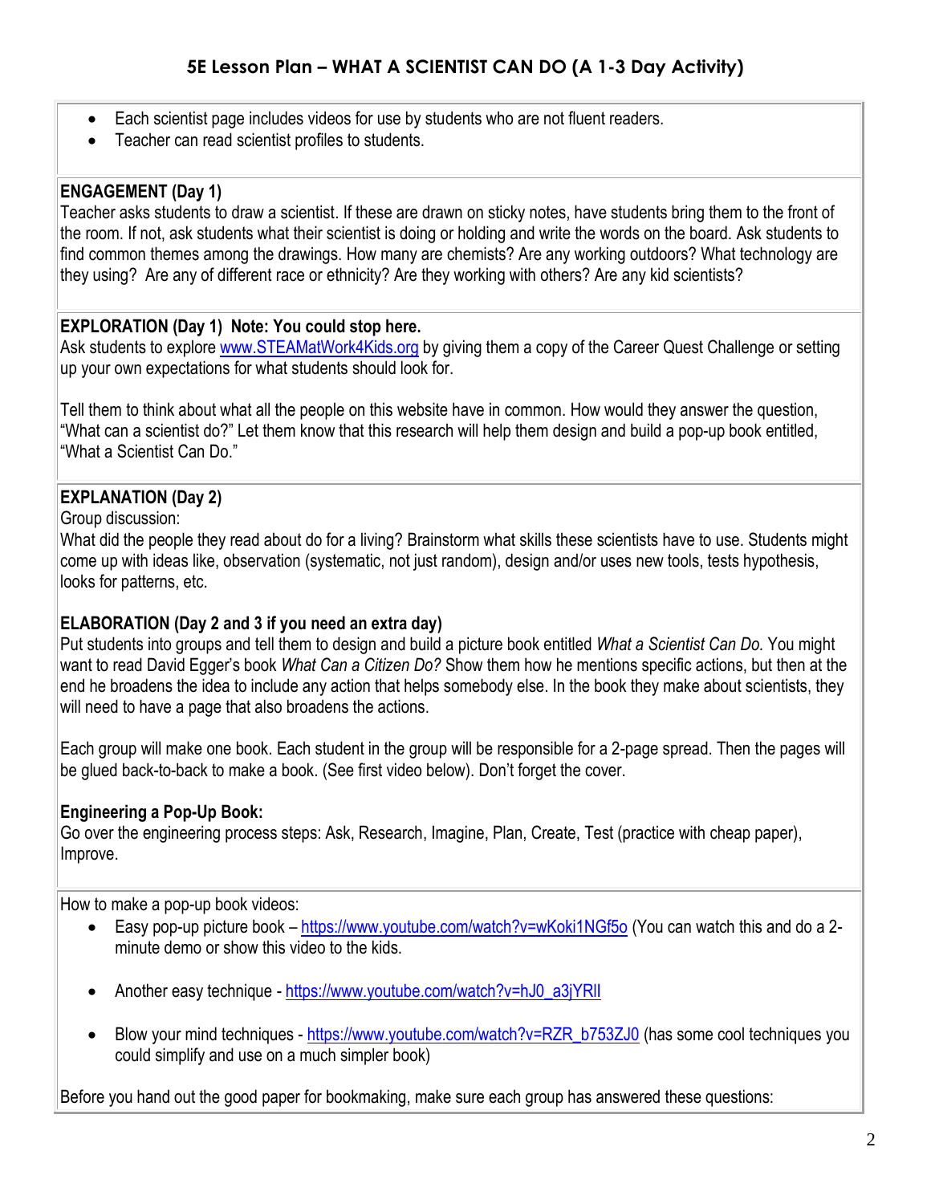## 5E Lesson Plan – WHAT A SCIENTIST CAN DO (A 1-3 Day Activity)

- Each scientist page includes videos for use by students who are not fluent readers.
- Teacher can read scientist profiles to students.

**ENGAGEMENT (Day 1)**
Teacher asks students to draw a scientist. If these are drawn on sticky notes, have students bring them to the front of the room. If not, ask students what their scientist is doing or holding and write the words on the board. Ask students to find common themes among the drawings. How many are chemists? Are any working outdoors? What technology are they using? Are any of different race or ethnicity? Are they working with others? Are any kid scientists?

**EXPLORATION (Day 1) Note: You could stop here.**
Ask students to explore [www.STEAMatWork4Kids.org](http://www.STEAMatWork4Kids.org) by giving them a copy of the Career Quest Challenge or setting up your own expectations for what students should look for.

Tell them to think about what all the people on this website have in common. How would they answer the question, "What can a scientist do?" Let them know that this research will help them design and build a pop-up book entitled, "What a Scientist Can Do."

**EXPLANATION (Day 2)**
Group discussion:
What did the people they read about do for a living? Brainstorm what skills these scientists have to use. Students might come up with ideas like, observation (systematic, not just random), design and/or uses new tools, tests hypothesis, looks for patterns, etc.

**ELABORATION (Day 2 and 3 if you need an extra day)**
Put students into groups and tell them to design and build a picture book entitled *What a Scientist Can Do.* You might want to read David Egger's book *What Can a Citizen Do?* Show them how he mentions specific actions, but then at the end he broadens the idea to include any action that helps somebody else. In the book they make about scientists, they will need to have a page that also broadens the actions.

Each group will make one book. Each student in the group will be responsible for a 2-page spread. Then the pages will be glued back-to-back to make a book. (See first video below). Don't forget the cover.

**Engineering a Pop-Up Book:**
Go over the engineering process steps: Ask, Research, Imagine, Plan, Create, Test (practice with cheap paper), Improve.

How to make a pop-up book videos:

- Easy pop-up picture book – https://www.youtube.com/watch?v=wKoki1NGf5o (You can watch this and do a 2-minute demo or show this video to the kids.
- Another easy technique - https://www.youtube.com/watch?v=hJ0_a3jYRlI
- Blow your mind techniques - https://www.youtube.com/watch?v=RZR_b753ZJ0 (has some cool techniques you could simplify and use on a much simpler book)

Before you hand out the good paper for bookmaking, make sure each group has answered these questions: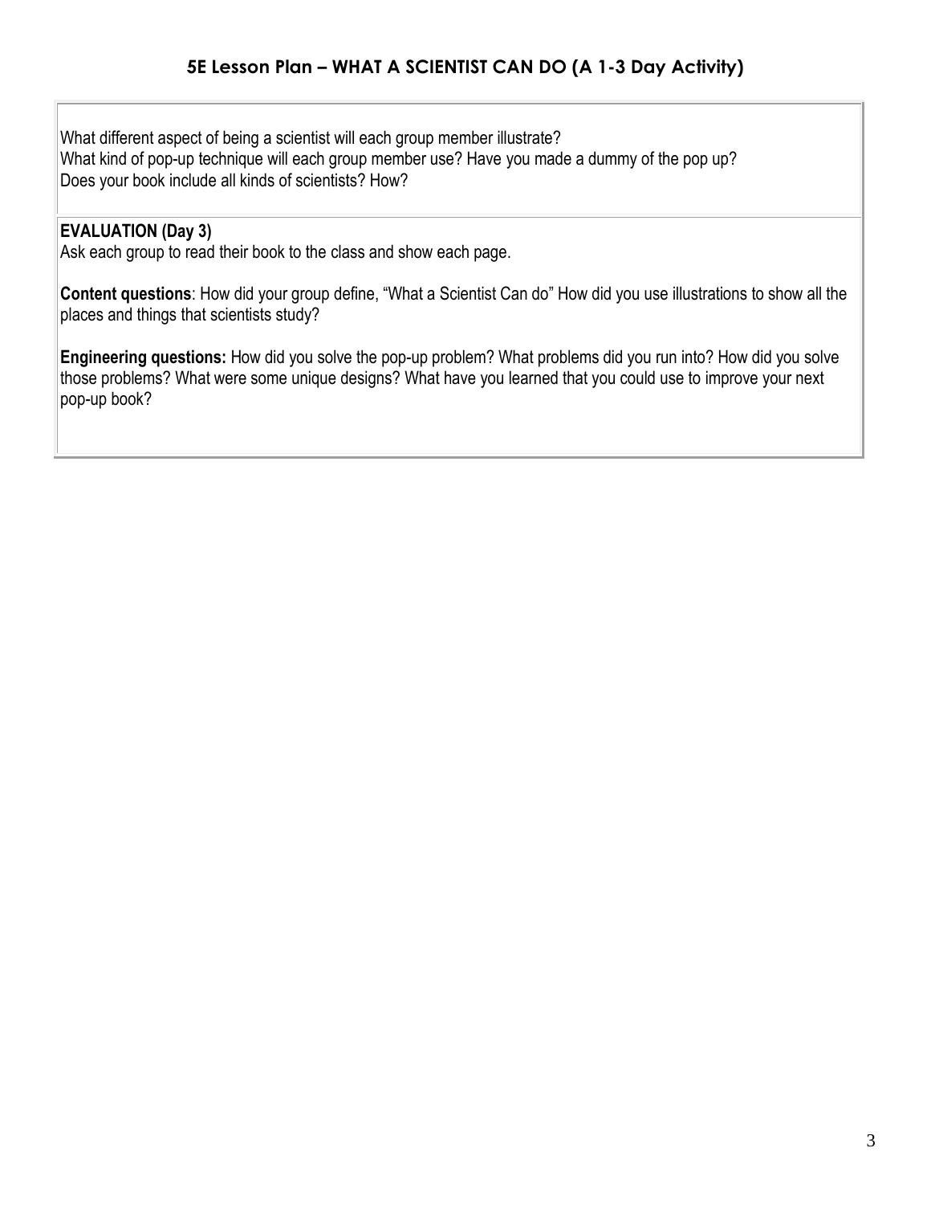What different aspect of being a scientist will each group member illustrate?
What kind of pop-up technique will each group member use? Have you made a dummy of the pop up?
Does your book include all kinds of scientists? How?

**EVALUATION (Day 3)**
Ask each group to read their book to the class and show each page.

**Content questions**: How did your group define, "What a Scientist Can do" How did you use illustrations to show all the places and things that scientists study?

**Engineering questions:** How did you solve the pop-up problem? What problems did you run into? How did you solve those problems? What were some unique designs? What have you learned that you could use to improve your next pop-up book?